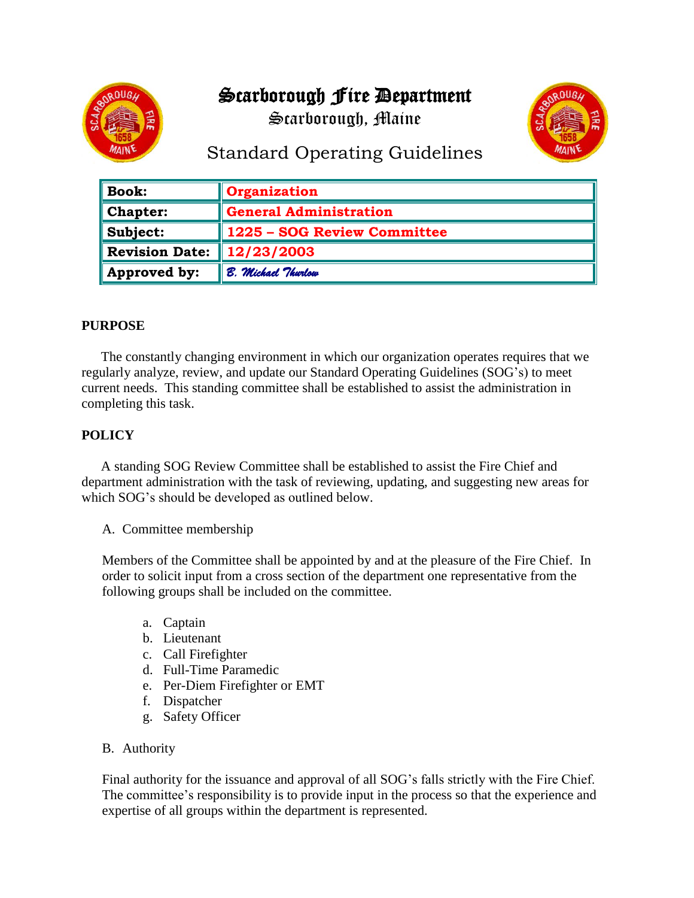# Scarborough Fire Department

## Scarborough, Maine

## Standard Operating Guidelines

| **Book:** | **Organization** |
|---|---|
| **Chapter:** | **General Administration** |
| **Subject:** | **1225 – SOG Review Committee** |
| **Revision Date:** | **12/23/2003** |
| **Approved by:** | *B. Michael Thurlow* |

**PURPOSE**

The constantly changing environment in which our organization operates requires that we regularly analyze, review, and update our Standard Operating Guidelines (SOG's) to meet current needs. This standing committee shall be established to assist the administration in completing this task.

**POLICY**

A standing SOG Review Committee shall be established to assist the Fire Chief and department administration with the task of reviewing, updating, and suggesting new areas for which SOG's should be developed as outlined below.

A. Committee membership

Members of the Committee shall be appointed by and at the pleasure of the Fire Chief. In order to solicit input from a cross section of the department one representative from the following groups shall be included on the committee.

a. Captain
b. Lieutenant
c. Call Firefighter
d. Full-Time Paramedic
e. Per-Diem Firefighter or EMT
f. Dispatcher
g. Safety Officer

B. Authority

Final authority for the issuance and approval of all SOG's falls strictly with the Fire Chief. The committee's responsibility is to provide input in the process so that the experience and expertise of all groups within the department is represented.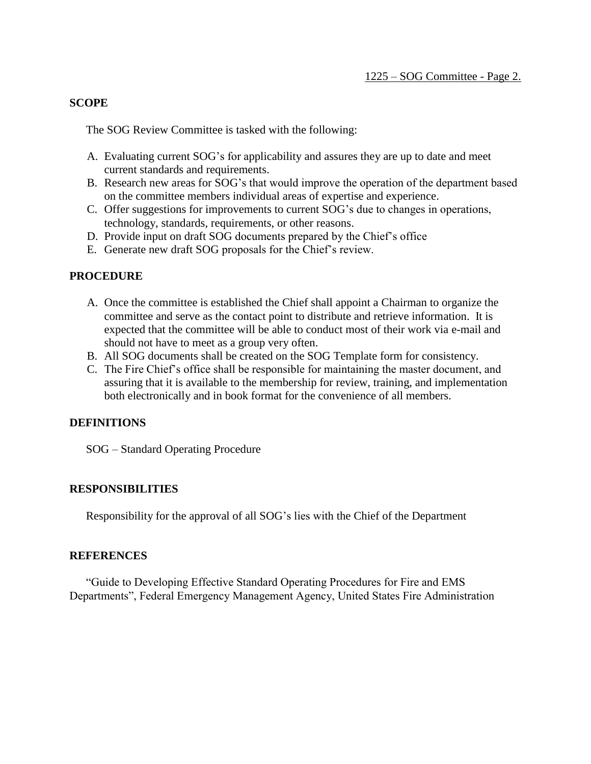## SCOPE

The SOG Review Committee is tasked with the following:

A. Evaluating current SOG's for applicability and assures they are up to date and meet current standards and requirements.
B. Research new areas for SOG's that would improve the operation of the department based on the committee members individual areas of expertise and experience.
C. Offer suggestions for improvements to current SOG's due to changes in operations, technology, standards, requirements, or other reasons.
D. Provide input on draft SOG documents prepared by the Chief's office
E. Generate new draft SOG proposals for the Chief's review.

## PROCEDURE

A. Once the committee is established the Chief shall appoint a Chairman to organize the committee and serve as the contact point to distribute and retrieve information. It is expected that the committee will be able to conduct most of their work via e-mail and should not have to meet as a group very often.
B. All SOG documents shall be created on the SOG Template form for consistency.
C. The Fire Chief's office shall be responsible for maintaining the master document, and assuring that it is available to the membership for review, training, and implementation both electronically and in book format for the convenience of all members.

## DEFINITIONS

SOG – Standard Operating Procedure

## RESPONSIBILITIES

Responsibility for the approval of all SOG's lies with the Chief of the Department

## REFERENCES

"Guide to Developing Effective Standard Operating Procedures for Fire and EMS Departments", Federal Emergency Management Agency, United States Fire Administration